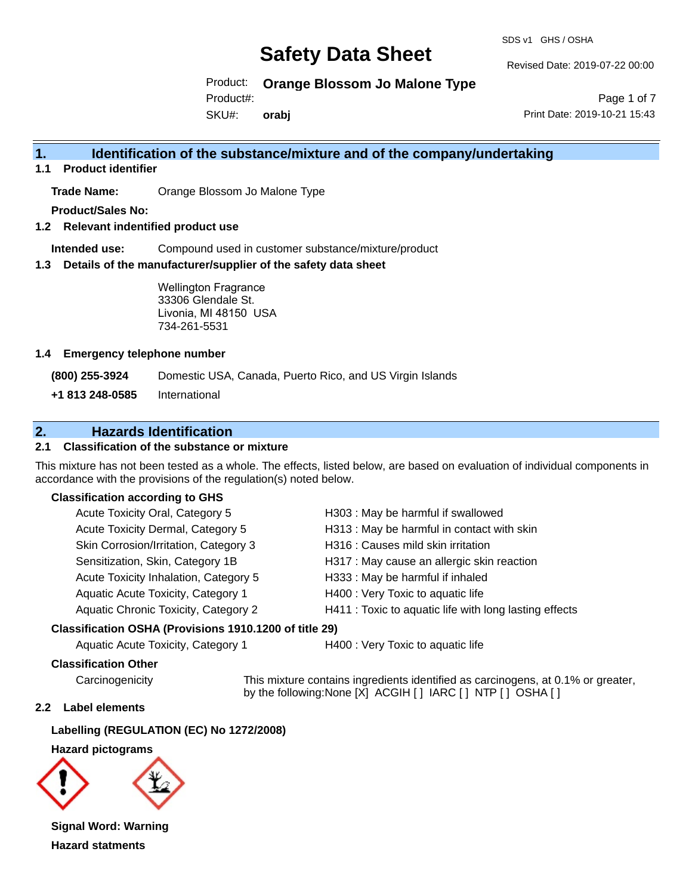# Safety Data Sheet

SDS v1 GHS / OSHA

Revised Date: 2019-07-22 00:00

Product: **Orange Blossom Jo Malone Type**

Product#:

SKU#: **orabj**

Print Date: 2019-10-21 15:43

## 1. Identification of the substance/mixture and of the company/undertaking

### 1.1 Product identifier

**Trade Name:** Orange Blossom Jo Malone Type

**Product/Sales No:**

### 1.2 Relevant identified product use

**Intended use:** Compound used in customer substance/mixture/product

### 1.3 Details of the manufacturer/supplier of the safety data sheet

Wellington Fragrance
33306 Glendale St.
Livonia, MI 48150 USA
734-261-5531

### 1.4 Emergency telephone number

**(800) 255-3924** Domestic USA, Canada, Puerto Rico, and US Virgin Islands

**+1 813 248-0585** International

## 2. Hazards Identification

### 2.1 Classification of the substance or mixture

This mixture has not been tested as a whole. The effects, listed below, are based on evaluation of individual components in accordance with the provisions of the regulation(s) noted below.

**Classification according to GHS**

| | |
|---|---|
| Acute Toxicity Oral, Category 5 | H303 : May be harmful if swallowed |
| Acute Toxicity Dermal, Category 5 | H313 : May be harmful in contact with skin |
| Skin Corrosion/Irritation, Category 3 | H316 : Causes mild skin irritation |
| Sensitization, Skin, Category 1B | H317 : May cause an allergic skin reaction |
| Acute Toxicity Inhalation, Category 5 | H333 : May be harmful if inhaled |
| Aquatic Acute Toxicity, Category 1 | H400 : Very Toxic to aquatic life |
| Aquatic Chronic Toxicity, Category 2 | H411 : Toxic to aquatic life with long lasting effects |

**Classification OSHA (Provisions 1910.1200 of title 29)**

| | |
|---|---|
| Aquatic Acute Toxicity, Category 1 | H400 : Very Toxic to aquatic life |

**Classification Other**

Carcinogenicity: This mixture contains ingredients identified as carcinogens, at 0.1% or greater, by the following:None [X] ACGIH [ ] IARC [ ] NTP [ ] OSHA [ ]

### 2.2 Label elements

**Labelling (REGULATION (EC) No 1272/2008)**

**Hazard pictograms**

**Signal Word: Warning**

**Hazard statments**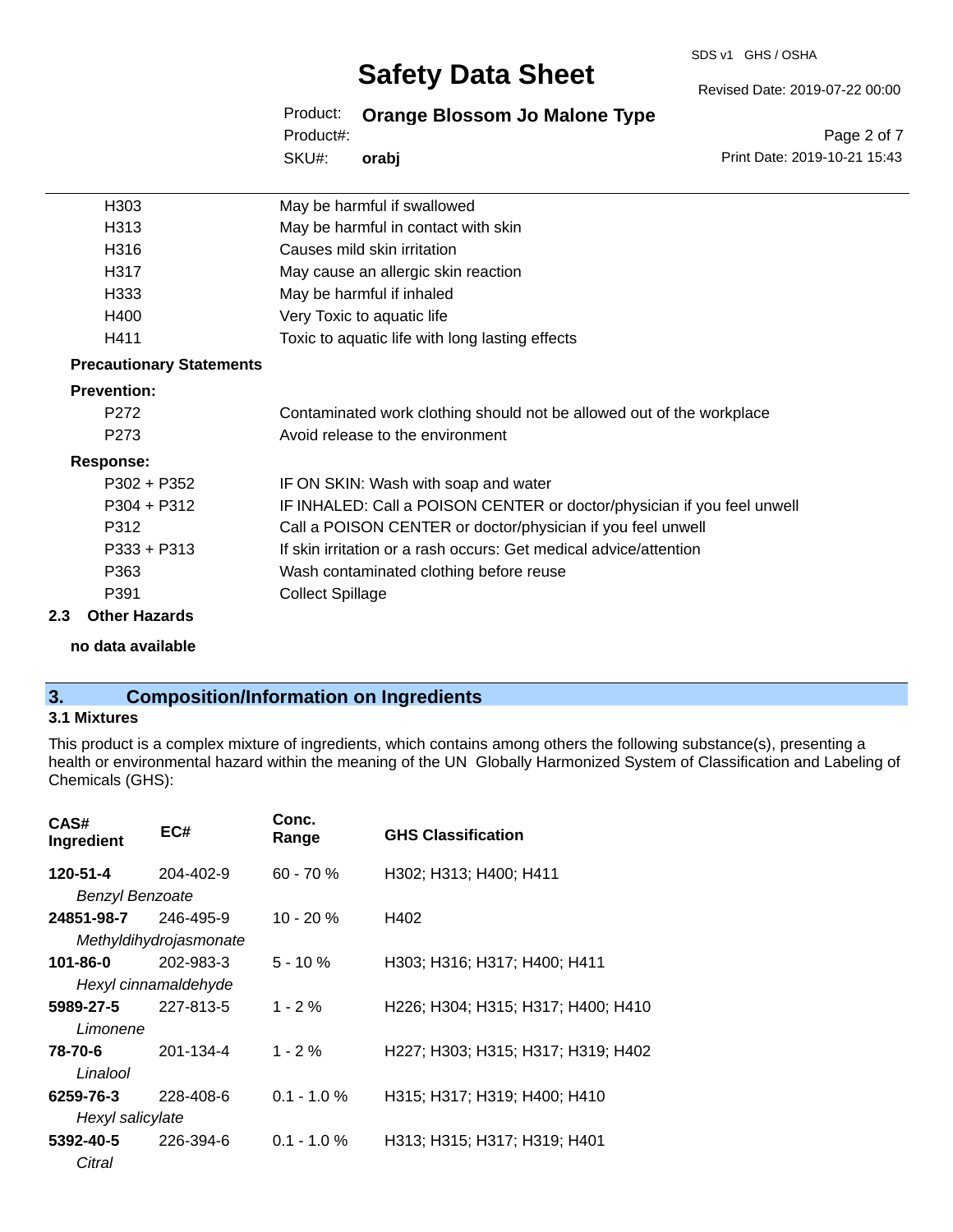| | |
|---|---|
| H303 | May be harmful if swallowed |
| H313 | May be harmful in contact with skin |
| H316 | Causes mild skin irritation |
| H317 | May cause an allergic skin reaction |
| H333 | May be harmful if inhaled |
| H400 | Very Toxic to aquatic life |
| H411 | Toxic to aquatic life with long lasting effects |

**Precautionary Statements**

**Prevention:**

| | |
|---|---|
| P272 | Contaminated work clothing should not be allowed out of the workplace |
| P273 | Avoid release to the environment |

**Response:**

| | |
|---|---|
| P302 + P352 | IF ON SKIN: Wash with soap and water |
| P304 + P312 | IF INHALED: Call a POISON CENTER or doctor/physician if you feel unwell |
| P312 | Call a POISON CENTER or doctor/physician if you feel unwell |
| P333 + P313 | If skin irritation or a rash occurs: Get medical advice/attention |
| P363 | Wash contaminated clothing before reuse |
| P391 | Collect Spillage |

**2.3 Other Hazards**

**no data available**

## 3. Composition/Information on Ingredients

### 3.1 Mixtures

This product is a complex mixture of ingredients, which contains among others the following substance(s), presenting a health or environmental hazard within the meaning of the UN Globally Harmonized System of Classification and Labeling of Chemicals (GHS):

| CAS# Ingredient | EC# | Conc. Range | GHS Classification |
|---|---|---|---|
| **120-51-4** *Benzyl Benzoate* | 204-402-9 | 60 - 70 % | H302; H313; H400; H411 |
| **24851-98-7** *Methyldihydrojasmonate* | 246-495-9 | 10 - 20 % | H402 |
| **101-86-0** *Hexyl cinnamaldehyde* | 202-983-3 | 5 - 10 % | H303; H316; H317; H400; H411 |
| **5989-27-5** *Limonene* | 227-813-5 | 1 - 2 % | H226; H304; H315; H317; H400; H410 |
| **78-70-6** *Linalool* | 201-134-4 | 1 - 2 % | H227; H303; H315; H317; H319; H402 |
| **6259-76-3** *Hexyl salicylate* | 228-408-6 | 0.1 - 1.0 % | H315; H317; H319; H400; H410 |
| **5392-40-5** *Citral* | 226-394-6 | 0.1 - 1.0 % | H313; H315; H317; H319; H401 |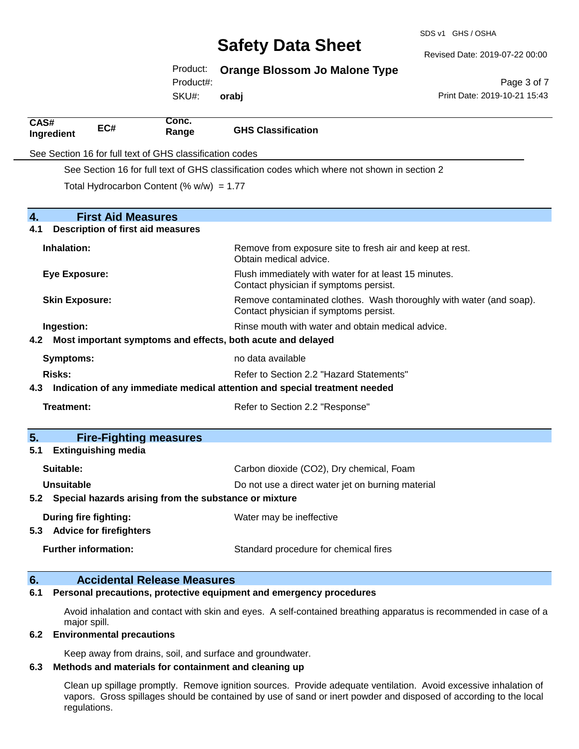| CAS# Ingredient | EC# | Conc. Range | GHS Classification |
|---|---|---|---|

See Section 16 for full text of GHS classification codes

See Section 16 for full text of GHS classification codes which where not shown in section 2

Total Hydrocarbon Content (% w/w) = 1.77

## 4. First Aid Measures

### 4.1 Description of first aid measures

**Inhalation:** Remove from exposure site to fresh air and keep at rest. Obtain medical advice.

**Eye Exposure:** Flush immediately with water for at least 15 minutes. Contact physician if symptoms persist.

**Skin Exposure:** Remove contaminated clothes. Wash thoroughly with water (and soap). Contact physician if symptoms persist.

**Ingestion:** Rinse mouth with water and obtain medical advice.

### 4.2 Most important symptoms and effects, both acute and delayed

**Symptoms:** no data available

**Risks:** Refer to Section 2.2 "Hazard Statements"

### 4.3 Indication of any immediate medical attention and special treatment needed

**Treatment:** Refer to Section 2.2 "Response"

## 5. Fire-Fighting measures

### 5.1 Extinguishing media

**Suitable:** Carbon dioxide ($CO_2$), Dry chemical, Foam

**Unsuitable** Do not use a direct water jet on burning material

### 5.2 Special hazards arising from the substance or mixture

**During fire fighting:** Water may be ineffective

### 5.3 Advice for firefighters

**Further information:** Standard procedure for chemical fires

## 6. Accidental Release Measures

### 6.1 Personal precautions, protective equipment and emergency procedures

Avoid inhalation and contact with skin and eyes. A self-contained breathing apparatus is recommended in case of a major spill.

### 6.2 Environmental precautions

Keep away from drains, soil, and surface and groundwater.

### 6.3 Methods and materials for containment and cleaning up

Clean up spillage promptly. Remove ignition sources. Provide adequate ventilation. Avoid excessive inhalation of vapors. Gross spillages should be contained by use of sand or inert powder and disposed of according to the local regulations.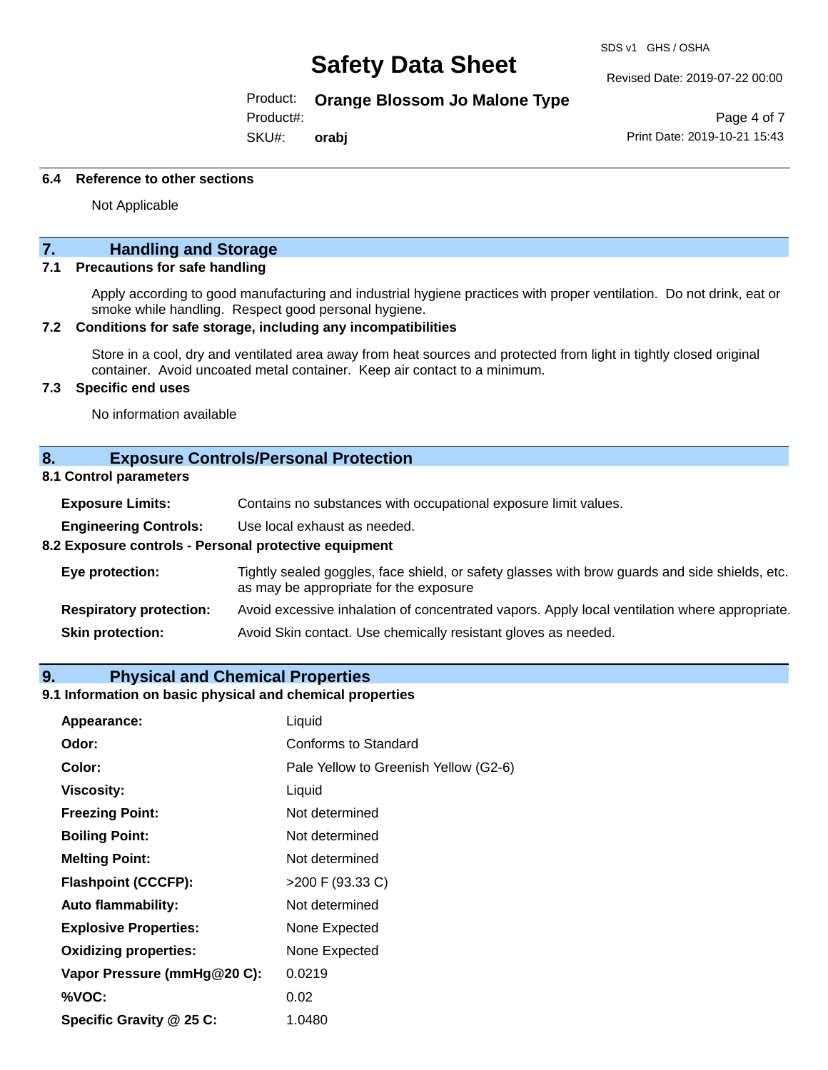### 6.4 Reference to other sections

Not Applicable

## 7. Handling and Storage

### 7.1 Precautions for safe handling

Apply according to good manufacturing and industrial hygiene practices with proper ventilation. Do not drink, eat or smoke while handling. Respect good personal hygiene.

### 7.2 Conditions for safe storage, including any incompatibilities

Store in a cool, dry and ventilated area away from heat sources and protected from light in tightly closed original container. Avoid uncoated metal container. Keep air contact to a minimum.

### 7.3 Specific end uses

No information available

## 8. Exposure Controls/Personal Protection

### 8.1 Control parameters

**Exposure Limits:** Contains no substances with occupational exposure limit values.

**Engineering Controls:** Use local exhaust as needed.

### 8.2 Exposure controls - Personal protective equipment

**Eye protection:** Tightly sealed goggles, face shield, or safety glasses with brow guards and side shields, etc. as may be appropriate for the exposure

**Respiratory protection:** Avoid excessive inhalation of concentrated vapors. Apply local ventilation where appropriate.

**Skin protection:** Avoid Skin contact. Use chemically resistant gloves as needed.

## 9. Physical and Chemical Properties

### 9.1 Information on basic physical and chemical properties

| | |
|---|---|
| **Appearance:** | Liquid |
| **Odor:** | Conforms to Standard |
| **Color:** | Pale Yellow to Greenish Yellow (G2-6) |
| **Viscosity:** | Liquid |
| **Freezing Point:** | Not determined |
| **Boiling Point:** | Not determined |
| **Melting Point:** | Not determined |
| **Flashpoint (CCCFP):** | >200 F (93.33 C) |
| **Auto flammability:** | Not determined |
| **Explosive Properties:** | None Expected |
| **Oxidizing properties:** | None Expected |
| **Vapor Pressure (mmHg@20 C):** | 0.0219 |
| **%VOC:** | 0.02 |
| **Specific Gravity @ 25 C:** | 1.0480 |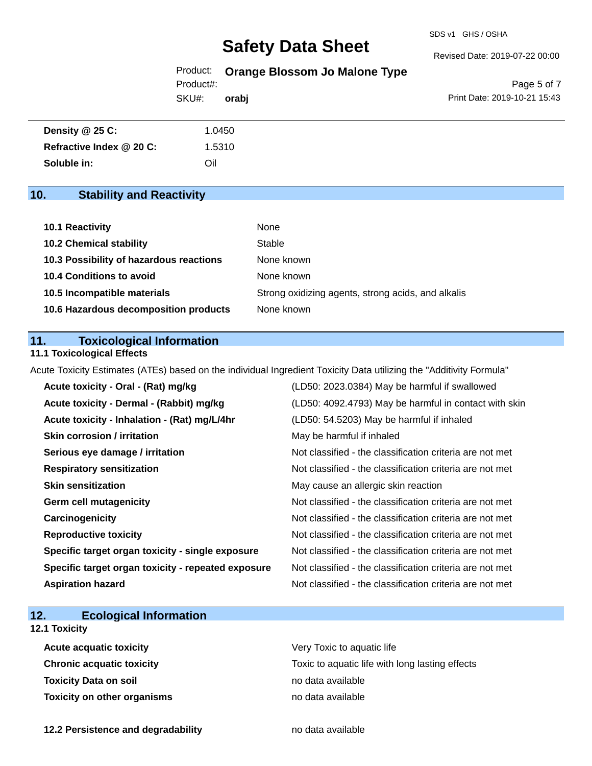| | |
|---|---|
| **Density @ 25 C:** | 1.0450 |
| **Refractive Index @ 20 C:** | 1.5310 |
| **Soluble in:** | Oil |

## 10. Stability and Reactivity

| | |
|---|---|
| **10.1 Reactivity** | None |
| **10.2 Chemical stability** | Stable |
| **10.3 Possibility of hazardous reactions** | None known |
| **10.4 Conditions to avoid** | None known |
| **10.5 Incompatible materials** | Strong oxidizing agents, strong acids, and alkalis |
| **10.6 Hazardous decomposition products** | None known |

## 11. Toxicological Information

### 11.1 Toxicological Effects

Acute Toxicity Estimates (ATEs) based on the individual Ingredient Toxicity Data utilizing the "Additivity Formula"

| | |
|---|---|
| **Acute toxicity - Oral - (Rat) mg/kg** | (LD50: 2023.0384) May be harmful if swallowed |
| **Acute toxicity - Dermal - (Rabbit) mg/kg** | (LD50: 4092.4793) May be harmful in contact with skin |
| **Acute toxicity - Inhalation - (Rat) mg/L/4hr** | (LD50: 54.5203) May be harmful if inhaled |
| **Skin corrosion / irritation** | May be harmful if inhaled |
| **Serious eye damage / irritation** | Not classified - the classification criteria are not met |
| **Respiratory sensitization** | Not classified - the classification criteria are not met |
| **Skin sensitization** | May cause an allergic skin reaction |
| **Germ cell mutagenicity** | Not classified - the classification criteria are not met |
| **Carcinogenicity** | Not classified - the classification criteria are not met |
| **Reproductive toxicity** | Not classified - the classification criteria are not met |
| **Specific target organ toxicity - single exposure** | Not classified - the classification criteria are not met |
| **Specific target organ toxicity - repeated exposure** | Not classified - the classification criteria are not met |
| **Aspiration hazard** | Not classified - the classification criteria are not met |

## 12. Ecological Information

### 12.1 Toxicity

| | |
|---|---|
| **Acute acquatic toxicity** | Very Toxic to aquatic life |
| **Chronic acquatic toxicity** | Toxic to aquatic life with long lasting effects |
| **Toxicity Data on soil** | no data available |
| **Toxicity on other organisms** | no data available |

| | |
|---|---|
| **12.2 Persistence and degradability** | no data available |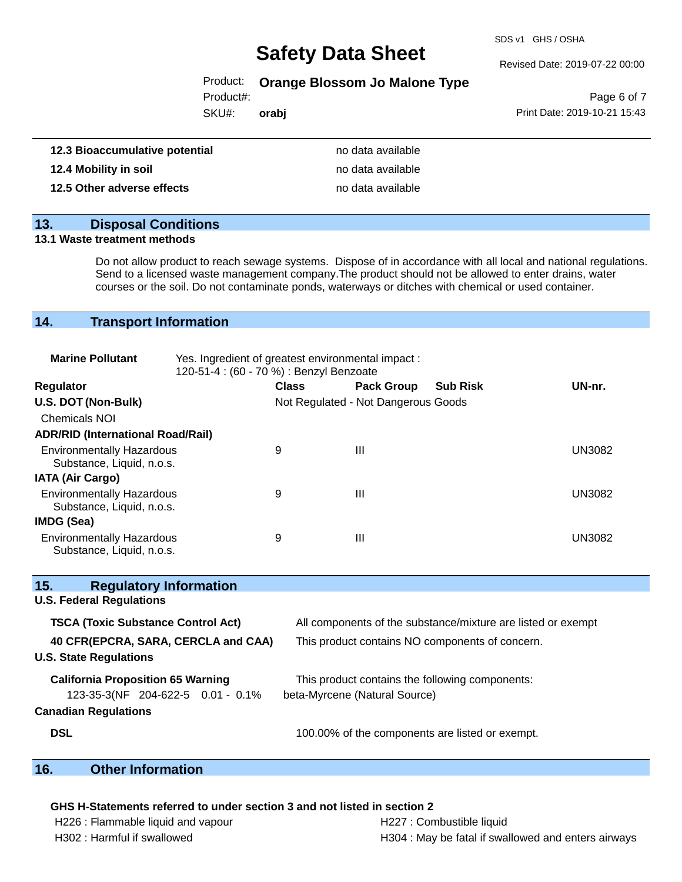| | |
|---|---|
| **12.3 Bioaccumulative potential** | no data available |
| **12.4 Mobility in soil** | no data available |
| **12.5 Other adverse effects** | no data available |

## 13. Disposal Conditions

**13.1 Waste treatment methods**

Do not allow product to reach sewage systems. Dispose of in accordance with all local and national regulations. Send to a licensed waste management company.The product should not be allowed to enter drains, water courses or the soil. Do not contaminate ponds, waterways or ditches with chemical or used container.

## 14. Transport Information

**Marine Pollutant** Yes. Ingredient of greatest environmental impact :
120-51-4 : (60 - 70 %) : Benzyl Benzoate

| Regulator | Class | Pack Group | Sub Risk | UN-nr. |
|---|---|---|---|---|
| **U.S. DOT (Non-Bulk)** | Not Regulated - Not Dangerous Goods | | | |
| Chemicals NOI | | | | |
| **ADR/RID (International Road/Rail)** | | | | |
| Environmentally Hazardous Substance, Liquid, n.o.s. | 9 | III | | UN3082 |
| **IATA (Air Cargo)** | | | | |
| Environmentally Hazardous Substance, Liquid, n.o.s. | 9 | III | | UN3082 |
| **IMDG (Sea)** | | | | |
| Environmentally Hazardous Substance, Liquid, n.o.s. | 9 | III | | UN3082 |

## 15. Regulatory Information

**U.S. Federal Regulations**

| | |
|---|---|
| **TSCA (Toxic Substance Control Act)** | All components of the substance/mixture are listed or exempt |
| **40 CFR(EPCRA, SARA, CERCLA and CAA)** | This product contains NO components of concern. |

**U.S. State Regulations**

| | |
|---|---|
| **California Proposition 65 Warning** | This product contains the following components: |
| 123-35-3(NF 204-622-5 0.01 - 0.1% | beta-Myrcene (Natural Source) |

**Canadian Regulations**

| | |
|---|---|
| **DSL** | 100.00% of the components are listed or exempt. |

## 16. Other Information

**GHS H-Statements referred to under section 3 and not listed in section 2**

H226 : Flammable liquid and vapour
H227 : Combustible liquid
H302 : Harmful if swallowed
H304 : May be fatal if swallowed and enters airways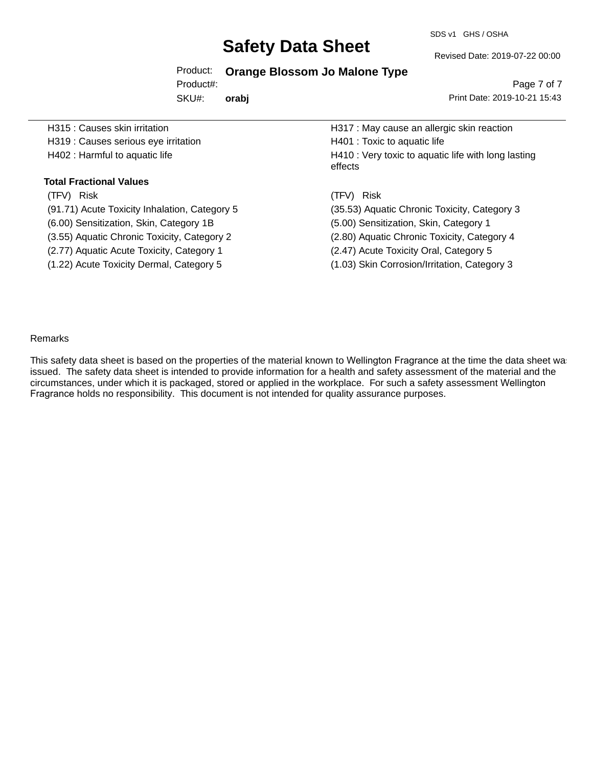H315 : Causes skin irritation
H319 : Causes serious eye irritation
H402 : Harmful to aquatic life
H317 : May cause an allergic skin reaction
H401 : Toxic to aquatic life
H410 : Very toxic to aquatic life with long lasting effects

**Total Fractional Values**

| (TFV) | Risk | (TFV) | Risk |
|---|---|---|---|
| (91.71) | Acute Toxicity Inhalation, Category 5 | (35.53) | Aquatic Chronic Toxicity, Category 3 |
| (6.00) | Sensitization, Skin, Category 1B | (5.00) | Sensitization, Skin, Category 1 |
| (3.55) | Aquatic Chronic Toxicity, Category 2 | (2.80) | Aquatic Chronic Toxicity, Category 4 |
| (2.77) | Aquatic Acute Toxicity, Category 1 | (2.47) | Acute Toxicity Oral, Category 5 |
| (1.22) | Acute Toxicity Dermal, Category 5 | (1.03) | Skin Corrosion/Irritation, Category 3 |

Remarks

This safety data sheet is based on the properties of the material known to Wellington Fragrance at the time the data sheet was issued. The safety data sheet is intended to provide information for a health and safety assessment of the material and the circumstances, under which it is packaged, stored or applied in the workplace. For such a safety assessment Wellington Fragrance holds no responsibility. This document is not intended for quality assurance purposes.